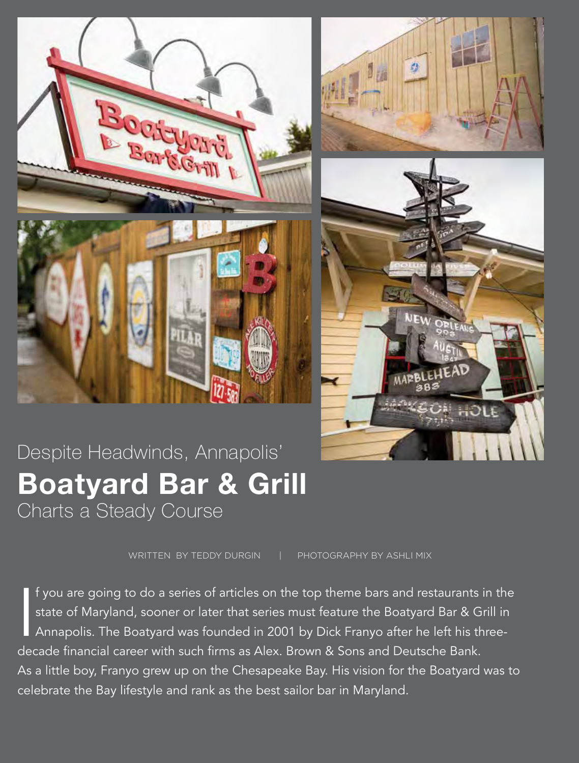Despite Headwinds, Annapolis'

# Boatyard Bar & Grill

Charts a Steady Course

WRITTEN BY TEDDY DURGIN | PHOTOGRAPHY BY ASHLI MIX

If you are going to do a series of articles on the top theme bars and restaurants in the state of Maryland, sooner or later that series must feature the Boatyard Bar & Grill in Annapolis. The Boatyard was founded in 2001 by Dick Franyo after he left his three-decade financial career with such firms as Alex. Brown & Sons and Deutsche Bank. As a little boy, Franyo grew up on the Chesapeake Bay. His vision for the Boatyard was to celebrate the Bay lifestyle and rank as the best sailor bar in Maryland.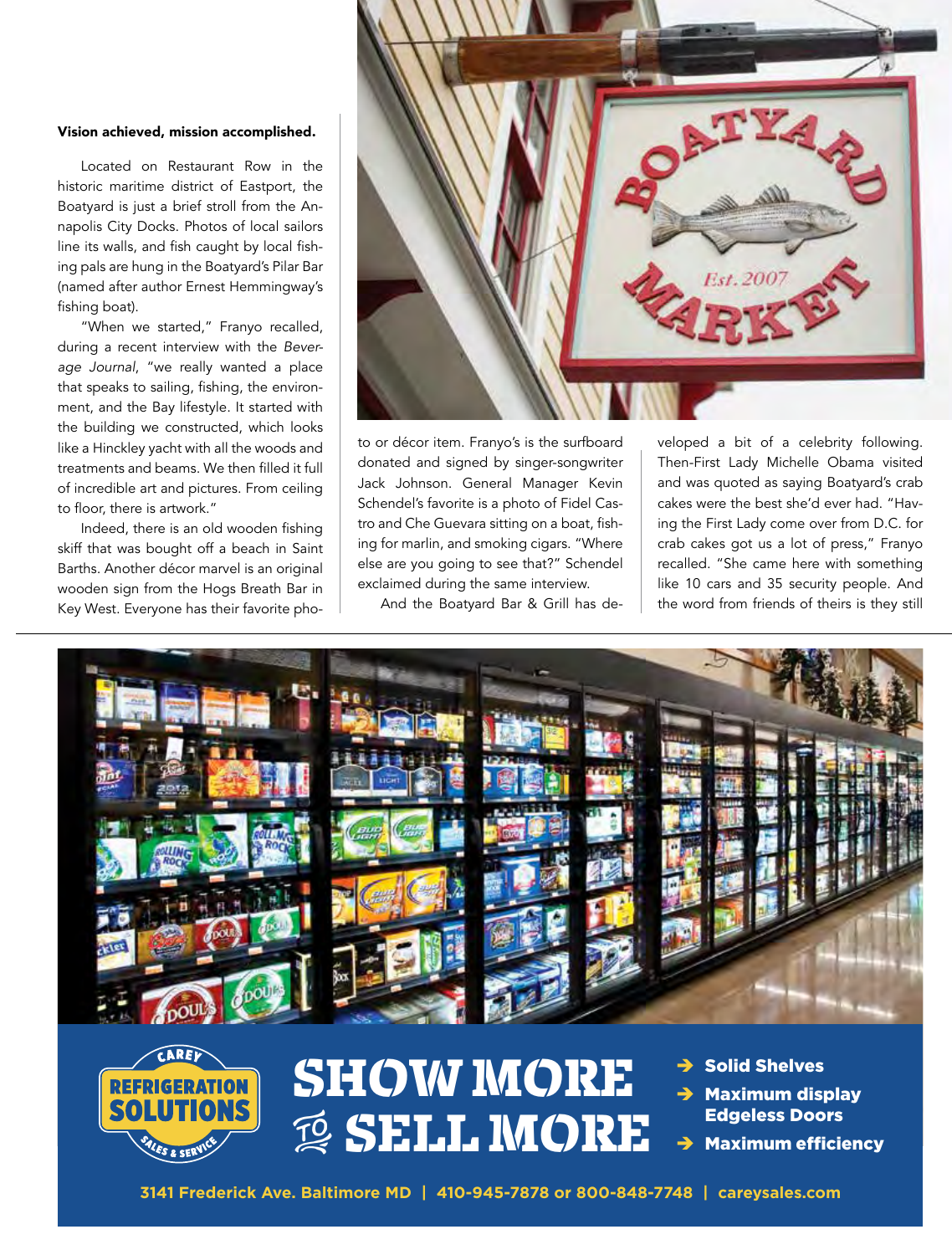**Vision achieved, mission accomplished.**

Located on Restaurant Row in the historic maritime district of Eastport, the Boatyard is just a brief stroll from the Annapolis City Docks. Photos of local sailors line its walls, and fish caught by local fishing pals are hung in the Boatyard's Pilar Bar (named after author Ernest Hemmingway's fishing boat).

"When we started," Franyo recalled, during a recent interview with the *Beverage Journal*, "we really wanted a place that speaks to sailing, fishing, the environment, and the Bay lifestyle. It started with the building we constructed, which looks like a Hinckley yacht with all the woods and treatments and beams. We then filled it full of incredible art and pictures. From ceiling to floor, there is artwork."

Indeed, there is an old wooden fishing skiff that was bought off a beach in Saint Barths. Another décor marvel is an original wooden sign from the Hogs Breath Bar in Key West. Everyone has their favorite photo or décor item. Franyo's is the surfboard donated and signed by singer-songwriter Jack Johnson. General Manager Kevin Schendel's favorite is a photo of Fidel Castro and Che Guevara sitting on a boat, fishing for marlin, and smoking cigars. "Where else are you going to see that?" Schendel exclaimed during the same interview.

And the Boatyard Bar & Grill has developed a bit of a celebrity following. Then-First Lady Michelle Obama visited and was quoted as saying Boatyard's crab cakes were the best she'd ever had. "Having the First Lady come over from D.C. for crab cakes got us a lot of press," Franyo recalled. "She came here with something like 10 cars and 35 security people. And the word from friends of theirs is they still

CAREY REFRIGERATION SOLUTIONS SALES & SERVICE

SHOW MORE TO SELL MORE

- Solid Shelves
- Maximum display Edgeless Doors
- Maximum efficiency

3141 Frederick Ave. Baltimore MD | 410-945-7878 or 800-848-7748 | careysales.com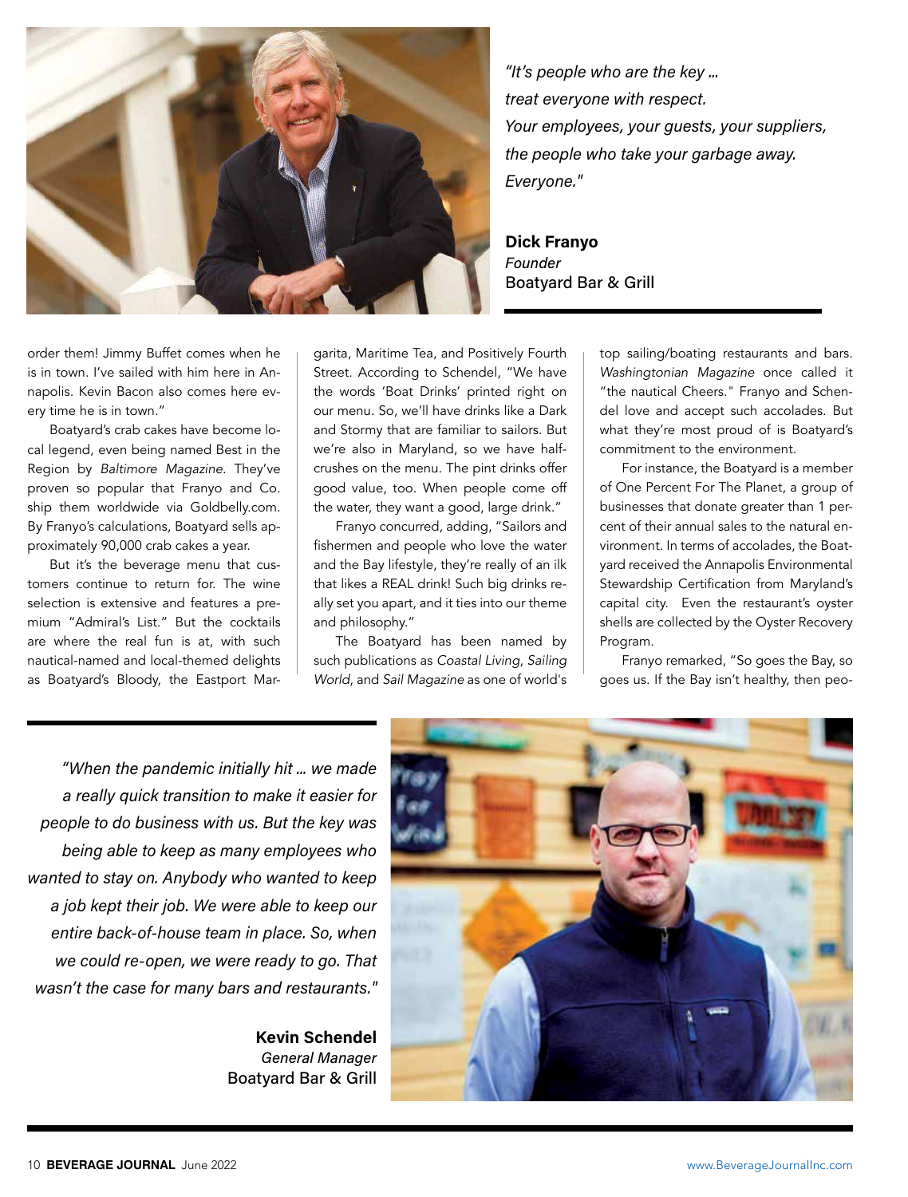*"It's people who are the key ... treat everyone with respect. Your employees, your guests, your suppliers, the people who take your garbage away. Everyone."*

**Dick Franyo**
*Founder*
Boatyard Bar & Grill

order them! Jimmy Buffet comes when he is in town. I've sailed with him here in Annapolis. Kevin Bacon also comes here every time he is in town."

Boatyard's crab cakes have become local legend, even being named Best in the Region by *Baltimore Magazine*. They've proven so popular that Franyo and Co. ship them worldwide via Goldbelly.com. By Franyo's calculations, Boatyard sells approximately 90,000 crab cakes a year.

But it's the beverage menu that customers continue to return for. The wine selection is extensive and features a premium "Admiral's List." But the cocktails are where the real fun is at, with such nautical-named and local-themed delights as Boatyard's Bloody, the Eastport Margarita, Maritime Tea, and Positively Fourth Street. According to Schendel, "We have the words 'Boat Drinks' printed right on our menu. So, we'll have drinks like a Dark and Stormy that are familiar to sailors. But we're also in Maryland, so we have half-crushes on the menu. The pint drinks offer good value, too. When people come off the water, they want a good, large drink."

Franyo concurred, adding, "Sailors and fishermen and people who love the water and the Bay lifestyle, they're really of an ilk that likes a REAL drink! Such big drinks really set you apart, and it ties into our theme and philosophy."

The Boatyard has been named by such publications as *Coastal Living*, *Sailing World*, and *Sail Magazine* as one of world's top sailing/boating restaurants and bars. *Washingtonian Magazine* once called it "the nautical Cheers." Franyo and Schendel love and accept such accolades. But what they're most proud of is Boatyard's commitment to the environment.

For instance, the Boatyard is a member of One Percent For The Planet, a group of businesses that donate greater than 1 percent of their annual sales to the natural environment. In terms of accolades, the Boatyard received the Annapolis Environmental Stewardship Certification from Maryland's capital city. Even the restaurant's oyster shells are collected by the Oyster Recovery Program.

Franyo remarked, "So goes the Bay, so goes us. If the Bay isn't healthy, then peo-

*"When the pandemic initially hit ... we made a really quick transition to make it easier for people to do business with us. But the key was being able to keep as many employees who wanted to stay on. Anybody who wanted to keep a job kept their job. We were able to keep our entire back-of-house team in place. So, when we could re-open, we were ready to go. That wasn't the case for many bars and restaurants."*

**Kevin Schendel**
*General Manager*
Boatyard Bar & Grill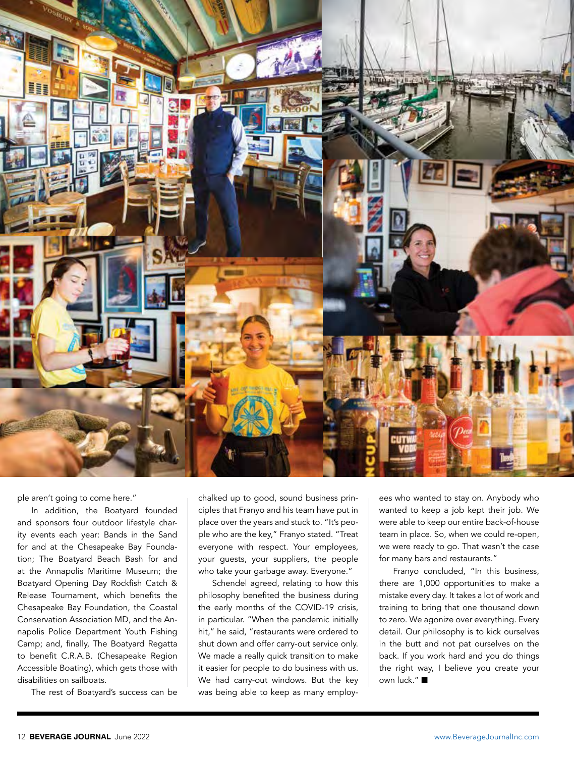ple aren't going to come here."

In addition, the Boatyard founded and sponsors four outdoor lifestyle charity events each year: Bands in the Sand for and at the Chesapeake Bay Foundation; The Boatyard Beach Bash for and at the Annapolis Maritime Museum; the Boatyard Opening Day Rockfish Catch & Release Tournament, which benefits the Chesapeake Bay Foundation, the Coastal Conservation Association MD, and the Annapolis Police Department Youth Fishing Camp; and, finally, The Boatyard Regatta to benefit C.R.A.B. (Chesapeake Region Accessible Boating), which gets those with disabilities on sailboats.

The rest of Boatyard's success can be chalked up to good, sound business principles that Franyo and his team have put in place over the years and stuck to. "It's people who are the key," Franyo stated. "Treat everyone with respect. Your employees, your guests, your suppliers, the people who take your garbage away. Everyone."

Schendel agreed, relating to how this philosophy benefited the business during the early months of the COVID-19 crisis, in particular. "When the pandemic initially hit," he said, "restaurants were ordered to shut down and offer carry-out service only. We made a really quick transition to make it easier for people to do business with us. We had carry-out windows. But the key was being able to keep as many employees who wanted to stay on. Anybody who wanted to keep a job kept their job. We were able to keep our entire back-of-house team in place. So, when we could re-open, we were ready to go. That wasn't the case for many bars and restaurants."

Franyo concluded, "In this business, there are 1,000 opportunities to make a mistake every day. It takes a lot of work and training to bring that one thousand down to zero. We agonize over everything. Every detail. Our philosophy is to kick ourselves in the butt and not pat ourselves on the back. If you work hard and you do things the right way, I believe you create your own luck." ■